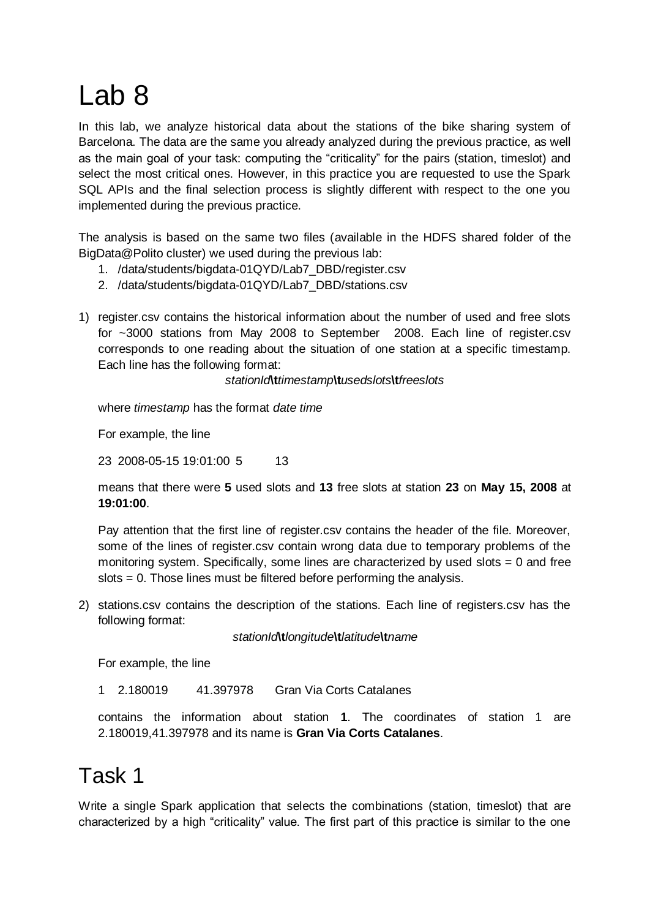# Lab 8

In this lab, we analyze historical data about the stations of the bike sharing system of Barcelona. The data are the same you already analyzed during the previous practice, as well as the main goal of your task: computing the "criticality" for the pairs (station, timeslot) and select the most critical ones. However, in this practice you are requested to use the Spark SQL APIs and the final selection process is slightly different with respect to the one you implemented during the previous practice.

The analysis is based on the same two files (available in the HDFS shared folder of the BigData@Polito cluster) we used during the previous lab:

1. /data/students/bigdata-01QYD/Lab7_DBD/register.csv
2. /data/students/bigdata-01QYD/Lab7_DBD/stations.csv

1) register.csv contains the historical information about the number of used and free slots for ~3000 stations from May 2008 to September 2008. Each line of register.csv corresponds to one reading about the situation of one station at a specific timestamp. Each line has the following format:

   *stationId***\t***timestamp***\t***usedslots***\t***freeslots*

   where *timestamp* has the format *date time*

   For example, the line

   23 2008-05-15 19:01:00 5 13

   means that there were **5** used slots and **13** free slots at station **23** on **May 15, 2008** at **19:01:00**.

   Pay attention that the first line of register.csv contains the header of the file. Moreover, some of the lines of register.csv contain wrong data due to temporary problems of the monitoring system. Specifically, some lines are characterized by used slots = 0 and free slots = 0. Those lines must be filtered before performing the analysis.

2) stations.csv contains the description of the stations. Each line of registers.csv has the following format:

   *stationId***\t***longitude***\t***latitude***\t***name*

   For example, the line

   1 2.180019 41.397978 Gran Via Corts Catalanes

   contains the information about station **1**. The coordinates of station 1 are 2.180019,41.397978 and its name is **Gran Via Corts Catalanes**.

# Task 1

Write a single Spark application that selects the combinations (station, timeslot) that are characterized by a high "criticality" value. The first part of this practice is similar to the one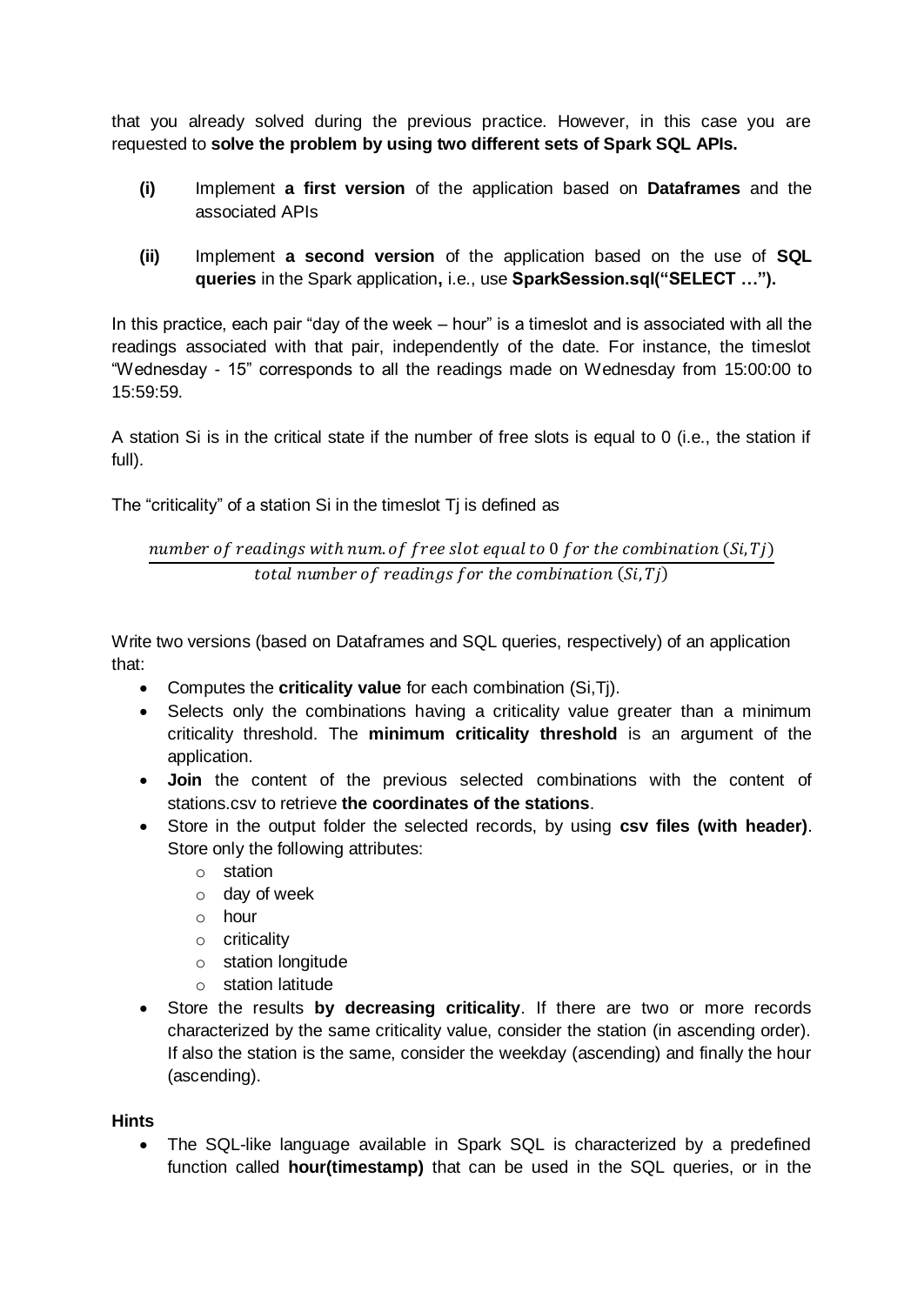that you already solved during the previous practice. However, in this case you are requested to **solve the problem by using two different sets of Spark SQL APIs.**

- **(i)** Implement **a first version** of the application based on **Dataframes** and the associated APIs

- **(ii)** Implement **a second version** of the application based on the use of **SQL queries** in the Spark application**,** i.e., use **SparkSession.sql("SELECT …").**

In this practice, each pair "day of the week – hour" is a timeslot and is associated with all the readings associated with that pair, independently of the date. For instance, the timeslot "Wednesday - 15" corresponds to all the readings made on Wednesday from 15:00:00 to 15:59:59.

A station Si is in the critical state if the number of free slots is equal to 0 (i.e., the station if full).

The "criticality" of a station Si in the timeslot Tj is defined as

$$\frac{number\ of\ readings\ with\ num.of\ free\ slot\ equal\ to\ 0\ for\ the\ combination\ (Si, Tj)}{total\ number\ of\ readings\ for\ the\ combination\ (Si, Tj)}$$

Write two versions (based on Dataframes and SQL queries, respectively) of an application that:

- Computes the **criticality value** for each combination (Si,Tj).
- Selects only the combinations having a criticality value greater than a minimum criticality threshold. The **minimum criticality threshold** is an argument of the application.
- **Join** the content of the previous selected combinations with the content of stations.csv to retrieve **the coordinates of the stations**.
- Store in the output folder the selected records, by using **csv files (with header)**. Store only the following attributes:
  - station
  - day of week
  - hour
  - criticality
  - station longitude
  - station latitude
- Store the results **by decreasing criticality**. If there are two or more records characterized by the same criticality value, consider the station (in ascending order). If also the station is the same, consider the weekday (ascending) and finally the hour (ascending).

**Hints**

- The SQL-like language available in Spark SQL is characterized by a predefined function called **hour(timestamp)** that can be used in the SQL queries, or in the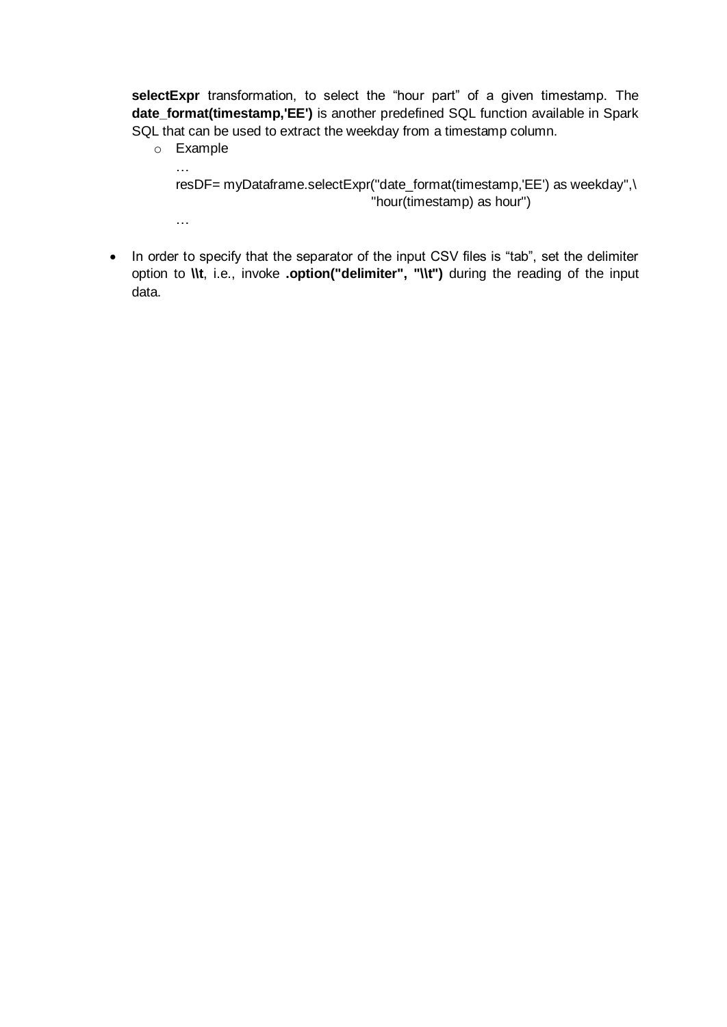**selectExpr** transformation, to select the “hour part” of a given timestamp. The **date_format(timestamp,'EE')** is another predefined SQL function available in Spark SQL that can be used to extract the weekday from a timestamp column.

- Example

```
…
resDF= myDataframe.selectExpr("date_format(timestamp,'EE') as weekday",\
                              "hour(timestamp) as hour")
…
```

- In order to specify that the separator of the input CSV files is “tab”, set the delimiter option to **\\t**, i.e., invoke **.option("delimiter", "\\t")** during the reading of the input data.